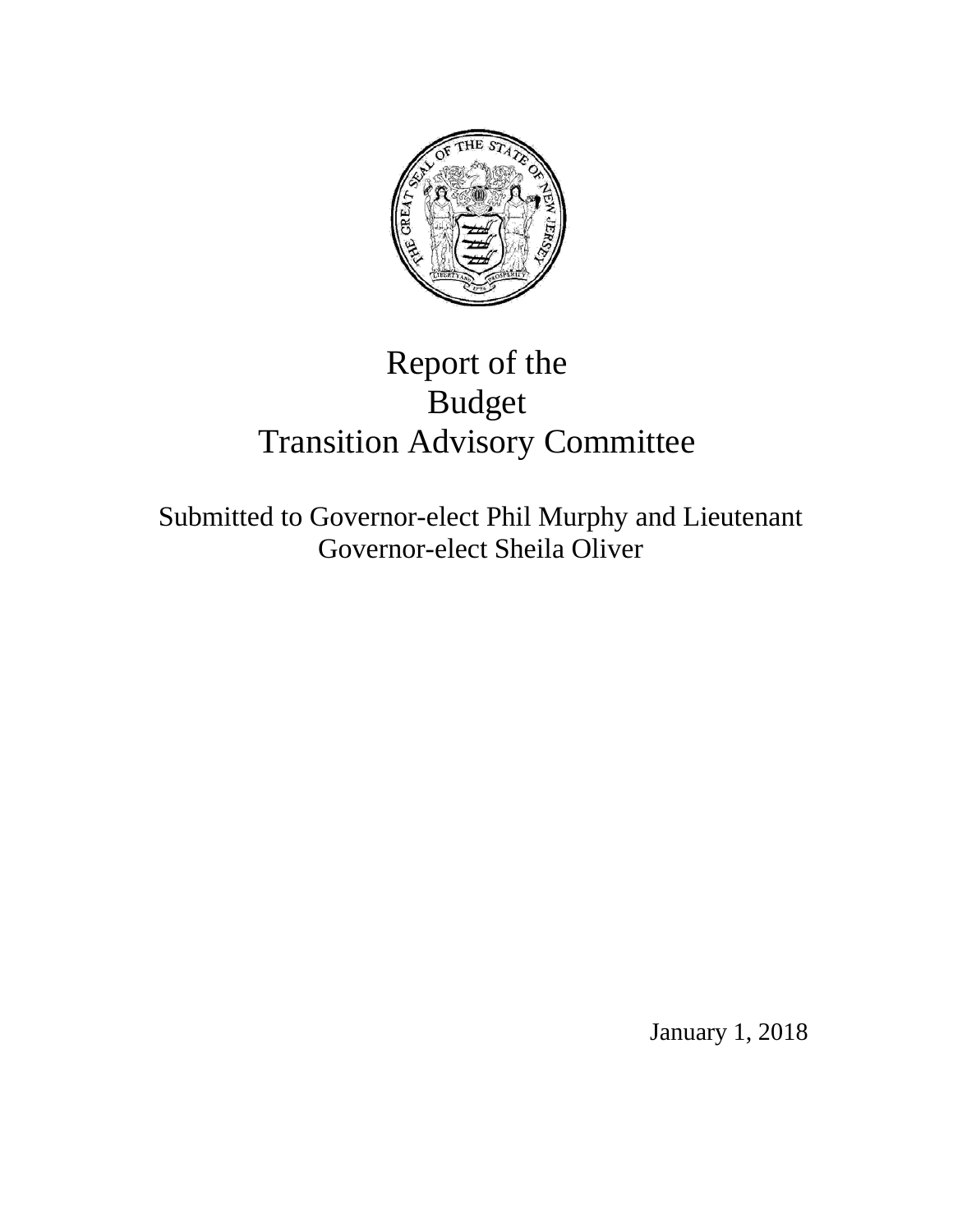# Report of the Budget Transition Advisory Committee

Submitted to Governor-elect Phil Murphy and Lieutenant Governor-elect Sheila Oliver

January 1, 2018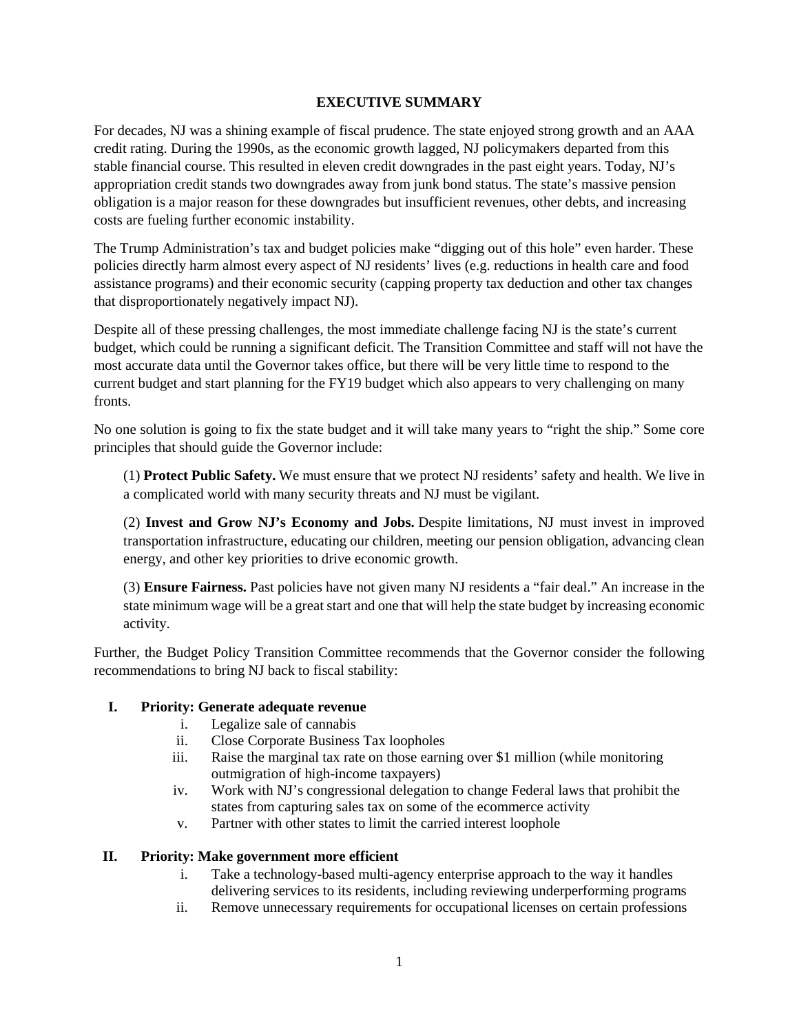## EXECUTIVE SUMMARY

For decades, NJ was a shining example of fiscal prudence. The state enjoyed strong growth and an AAA credit rating. During the 1990s, as the economic growth lagged, NJ policymakers departed from this stable financial course. This resulted in eleven credit downgrades in the past eight years. Today, NJ's appropriation credit stands two downgrades away from junk bond status. The state's massive pension obligation is a major reason for these downgrades but insufficient revenues, other debts, and increasing costs are fueling further economic instability.

The Trump Administration's tax and budget policies make "digging out of this hole" even harder. These policies directly harm almost every aspect of NJ residents' lives (e.g. reductions in health care and food assistance programs) and their economic security (capping property tax deduction and other tax changes that disproportionately negatively impact NJ).

Despite all of these pressing challenges, the most immediate challenge facing NJ is the state's current budget, which could be running a significant deficit. The Transition Committee and staff will not have the most accurate data until the Governor takes office, but there will be very little time to respond to the current budget and start planning for the FY19 budget which also appears to very challenging on many fronts.

No one solution is going to fix the state budget and it will take many years to "right the ship." Some core principles that should guide the Governor include:

(1) **Protect Public Safety.** We must ensure that we protect NJ residents' safety and health. We live in a complicated world with many security threats and NJ must be vigilant.

(2) **Invest and Grow NJ's Economy and Jobs.** Despite limitations, NJ must invest in improved transportation infrastructure, educating our children, meeting our pension obligation, advancing clean energy, and other key priorities to drive economic growth.

(3) **Ensure Fairness.** Past policies have not given many NJ residents a "fair deal." An increase in the state minimum wage will be a great start and one that will help the state budget by increasing economic activity.

Further, the Budget Policy Transition Committee recommends that the Governor consider the following recommendations to bring NJ back to fiscal stability:

**I. Priority: Generate adequate revenue**

- i. Legalize sale of cannabis
- ii. Close Corporate Business Tax loopholes
- iii. Raise the marginal tax rate on those earning over $1 million (while monitoring outmigration of high-income taxpayers)
- iv. Work with NJ's congressional delegation to change Federal laws that prohibit the states from capturing sales tax on some of the ecommerce activity
- v. Partner with other states to limit the carried interest loophole

**II. Priority: Make government more efficient**

- i. Take a technology-based multi-agency enterprise approach to the way it handles delivering services to its residents, including reviewing underperforming programs
- ii. Remove unnecessary requirements for occupational licenses on certain professions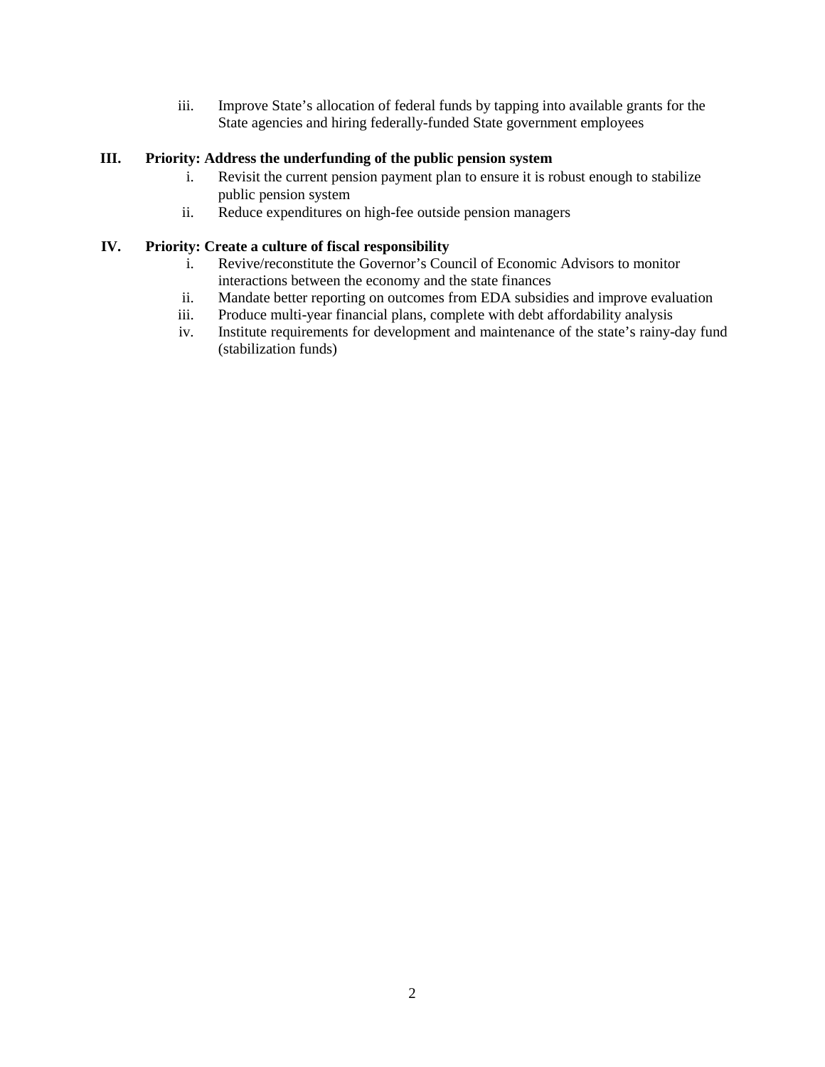iii. Improve State's allocation of federal funds by tapping into available grants for the State agencies and hiring federally-funded State government employees

**III. Priority: Address the underfunding of the public pension system**

i. Revisit the current pension payment plan to ensure it is robust enough to stabilize public pension system
ii. Reduce expenditures on high-fee outside pension managers

**IV. Priority: Create a culture of fiscal responsibility**

i. Revive/reconstitute the Governor's Council of Economic Advisors to monitor interactions between the economy and the state finances
ii. Mandate better reporting on outcomes from EDA subsidies and improve evaluation
iii. Produce multi-year financial plans, complete with debt affordability analysis
iv. Institute requirements for development and maintenance of the state's rainy-day fund (stabilization funds)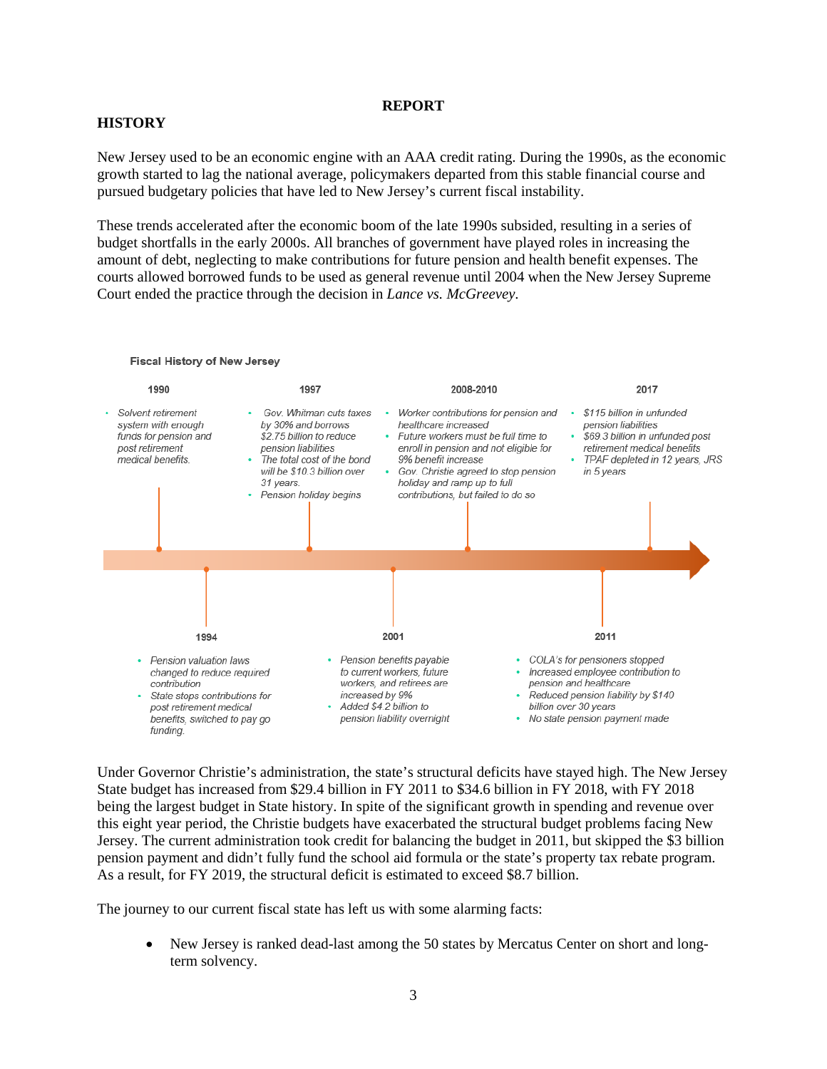**REPORT**

## HISTORY

New Jersey used to be an economic engine with an AAA credit rating. During the 1990s, as the economic growth started to lag the national average, policymakers departed from this stable financial course and pursued budgetary policies that have led to New Jersey's current fiscal instability.

These trends accelerated after the economic boom of the late 1990s subsided, resulting in a series of budget shortfalls in the early 2000s. All branches of government have played roles in increasing the amount of debt, neglecting to make contributions for future pension and health benefit expenses. The courts allowed borrowed funds to be used as general revenue until 2004 when the New Jersey Supreme Court ended the practice through the decision in *Lance vs. McGreevey*.

Fiscal History of New Jersey

1990
- Solvent retirement system with enough funds for pension and post retirement medical benefits.

1994
- Pension valuation laws changed to reduce required contribution
- State stops contributions for post retirement medical benefits, switched to pay go funding.

1997
- Gov. Whitman cuts taxes by 30% and borrows $2.75 billion to reduce pension liabilities
- The total cost of the bond will be $10.3 billion over 31 years.
- Pension holiday begins

2001
- Pension benefits payable to current workers, future workers, and retirees are increased by 9%
- Added $4.2 billion to pension liability overnight

2008-2010
- Worker contributions for pension and healthcare increased
- Future workers must be full time to enroll in pension and not eligible for 9% benefit increase
- Gov. Christie agreed to stop pension holiday and ramp up to full contributions, but failed to do so

2011
- COLA's for pensioners stopped
- Increased employee contribution to pension and healthcare
- Reduced pension liability by $140 billion over 30 years
- No state pension payment made

2017
- $115 billion in unfunded pension liabilities
- $69.3 billion in unfunded post retirement medical benefits
- TPAF depleted in 12 years, JRS in 5 years

Under Governor Christie's administration, the state's structural deficits have stayed high. The New Jersey State budget has increased from $29.4 billion in FY 2011 to $34.6 billion in FY 2018, with FY 2018 being the largest budget in State history. In spite of the significant growth in spending and revenue over this eight year period, the Christie budgets have exacerbated the structural budget problems facing New Jersey. The current administration took credit for balancing the budget in 2011, but skipped the $3 billion pension payment and didn't fully fund the school aid formula or the state's property tax rebate program. As a result, for FY 2019, the structural deficit is estimated to exceed $8.7 billion.

The journey to our current fiscal state has left us with some alarming facts:

- New Jersey is ranked dead-last among the 50 states by Mercatus Center on short and long-term solvency.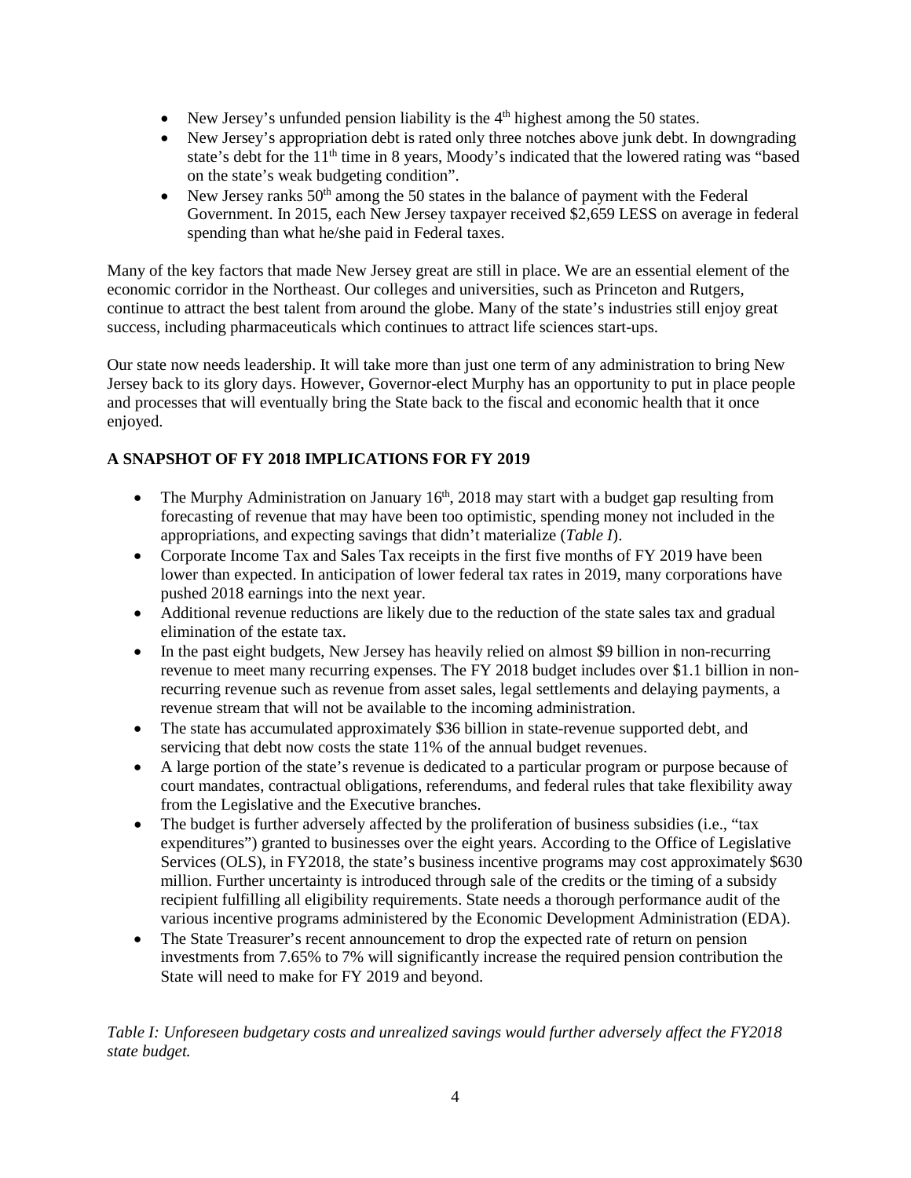- New Jersey's unfunded pension liability is the 4th highest among the 50 states.
- New Jersey's appropriation debt is rated only three notches above junk debt. In downgrading state's debt for the 11th time in 8 years, Moody's indicated that the lowered rating was "based on the state's weak budgeting condition".
- New Jersey ranks 50th among the 50 states in the balance of payment with the Federal Government. In 2015, each New Jersey taxpayer received $2,659 LESS on average in federal spending than what he/she paid in Federal taxes.

Many of the key factors that made New Jersey great are still in place. We are an essential element of the economic corridor in the Northeast. Our colleges and universities, such as Princeton and Rutgers, continue to attract the best talent from around the globe. Many of the state's industries still enjoy great success, including pharmaceuticals which continues to attract life sciences start-ups.

Our state now needs leadership. It will take more than just one term of any administration to bring New Jersey back to its glory days. However, Governor-elect Murphy has an opportunity to put in place people and processes that will eventually bring the State back to the fiscal and economic health that it once enjoyed.

**A SNAPSHOT OF FY 2018 IMPLICATIONS FOR FY 2019**

- The Murphy Administration on January 16th, 2018 may start with a budget gap resulting from forecasting of revenue that may have been too optimistic, spending money not included in the appropriations, and expecting savings that didn't materialize (*Table I*).
- Corporate Income Tax and Sales Tax receipts in the first five months of FY 2019 have been lower than expected. In anticipation of lower federal tax rates in 2019, many corporations have pushed 2018 earnings into the next year.
- Additional revenue reductions are likely due to the reduction of the state sales tax and gradual elimination of the estate tax.
- In the past eight budgets, New Jersey has heavily relied on almost $9 billion in non-recurring revenue to meet many recurring expenses. The FY 2018 budget includes over $1.1 billion in non-recurring revenue such as revenue from asset sales, legal settlements and delaying payments, a revenue stream that will not be available to the incoming administration.
- The state has accumulated approximately $36 billion in state-revenue supported debt, and servicing that debt now costs the state 11% of the annual budget revenues.
- A large portion of the state's revenue is dedicated to a particular program or purpose because of court mandates, contractual obligations, referendums, and federal rules that take flexibility away from the Legislative and the Executive branches.
- The budget is further adversely affected by the proliferation of business subsidies (i.e., "tax expenditures") granted to businesses over the eight years. According to the Office of Legislative Services (OLS), in FY2018, the state's business incentive programs may cost approximately $630 million. Further uncertainty is introduced through sale of the credits or the timing of a subsidy recipient fulfilling all eligibility requirements. State needs a thorough performance audit of the various incentive programs administered by the Economic Development Administration (EDA).
- The State Treasurer's recent announcement to drop the expected rate of return on pension investments from 7.65% to 7% will significantly increase the required pension contribution the State will need to make for FY 2019 and beyond.

*Table I: Unforeseen budgetary costs and unrealized savings would further adversely affect the FY2018 state budget.*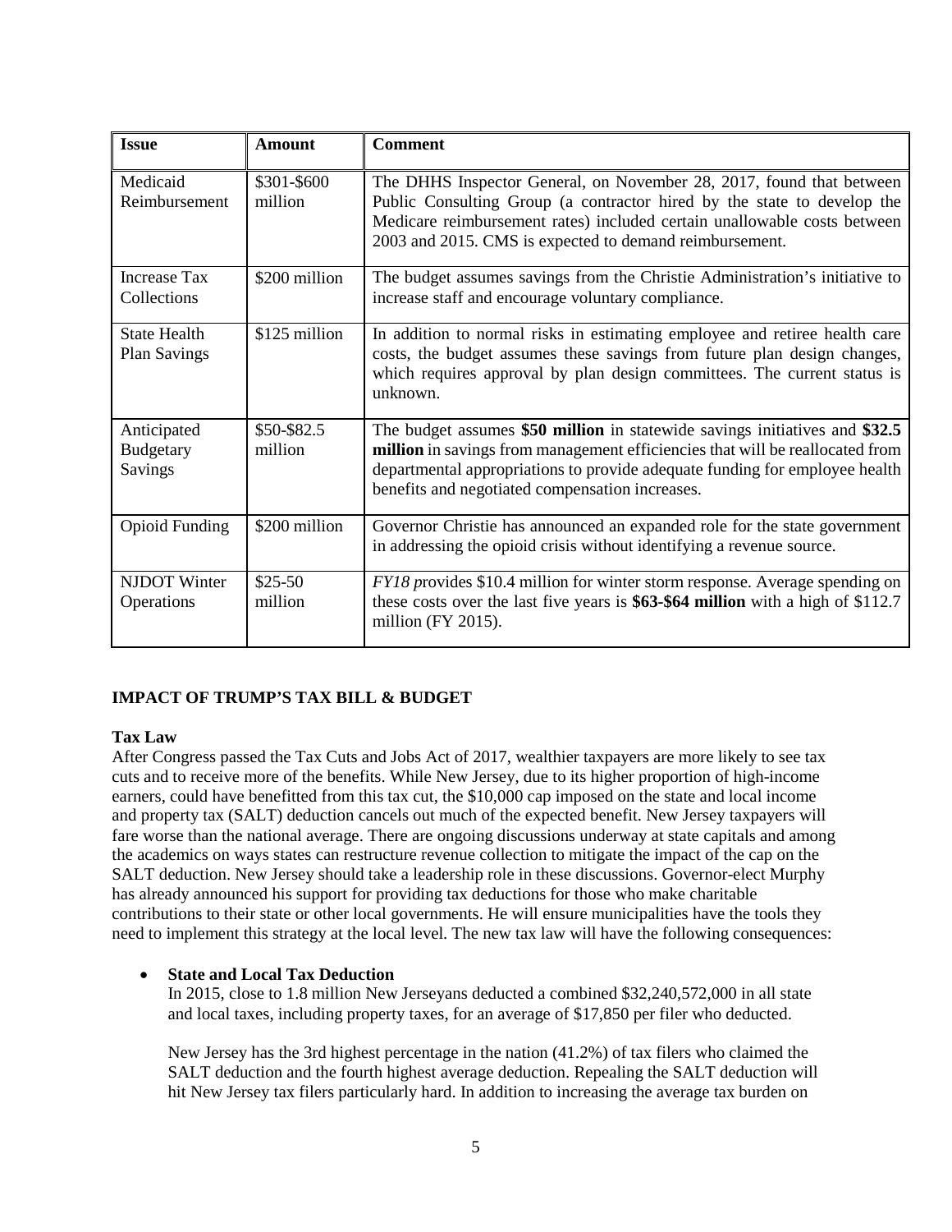| Issue | Amount | Comment |
|---|---|---|
| Medicaid Reimbursement | $301-$600 million | The DHHS Inspector General, on November 28, 2017, found that between Public Consulting Group (a contractor hired by the state to develop the Medicare reimbursement rates) included certain unallowable costs between 2003 and 2015. CMS is expected to demand reimbursement. |
| Increase Tax Collections | $200 million | The budget assumes savings from the Christie Administration's initiative to increase staff and encourage voluntary compliance. |
| State Health Plan Savings | $125 million | In addition to normal risks in estimating employee and retiree health care costs, the budget assumes these savings from future plan design changes, which requires approval by plan design committees. The current status is unknown. |
| Anticipated Budgetary Savings | $50-$82.5 million | The budget assumes **$50 million** in statewide savings initiatives and **$32.5 million** in savings from management efficiencies that will be reallocated from departmental appropriations to provide adequate funding for employee health benefits and negotiated compensation increases. |
| Opioid Funding | $200 million | Governor Christie has announced an expanded role for the state government in addressing the opioid crisis without identifying a revenue source. |
| NJDOT Winter Operations | $25-50 million | *FY18 p*rovides $10.4 million for winter storm response. Average spending on these costs over the last five years is **$63-$64 million** with a high of $112.7 million (FY 2015). |

## IMPACT OF TRUMP'S TAX BILL & BUDGET

### Tax Law

After Congress passed the Tax Cuts and Jobs Act of 2017, wealthier taxpayers are more likely to see tax cuts and to receive more of the benefits. While New Jersey, due to its higher proportion of high-income earners, could have benefitted from this tax cut, the $10,000 cap imposed on the state and local income and property tax (SALT) deduction cancels out much of the expected benefit. New Jersey taxpayers will fare worse than the national average. There are ongoing discussions underway at state capitals and among the academics on ways states can restructure revenue collection to mitigate the impact of the cap on the SALT deduction. New Jersey should take a leadership role in these discussions. Governor-elect Murphy has already announced his support for providing tax deductions for those who make charitable contributions to their state or other local governments. He will ensure municipalities have the tools they need to implement this strategy at the local level. The new tax law will have the following consequences:

- **State and Local Tax Deduction**

  In 2015, close to 1.8 million New Jerseyans deducted a combined $32,240,572,000 in all state and local taxes, including property taxes, for an average of $17,850 per filer who deducted.

  New Jersey has the 3rd highest percentage in the nation (41.2%) of tax filers who claimed the SALT deduction and the fourth highest average deduction. Repealing the SALT deduction will hit New Jersey tax filers particularly hard. In addition to increasing the average tax burden on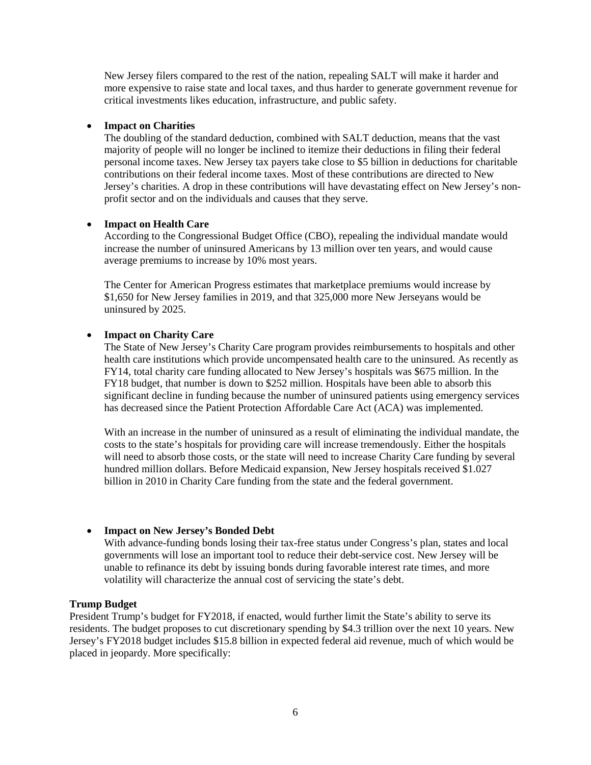New Jersey filers compared to the rest of the nation, repealing SALT will make it harder and more expensive to raise state and local taxes, and thus harder to generate government revenue for critical investments likes education, infrastructure, and public safety.

- **Impact on Charities**
  The doubling of the standard deduction, combined with SALT deduction, means that the vast majority of people will no longer be inclined to itemize their deductions in filing their federal personal income taxes. New Jersey tax payers take close to $5 billion in deductions for charitable contributions on their federal income taxes. Most of these contributions are directed to New Jersey's charities. A drop in these contributions will have devastating effect on New Jersey's non-profit sector and on the individuals and causes that they serve.

- **Impact on Health Care**
  According to the Congressional Budget Office (CBO), repealing the individual mandate would increase the number of uninsured Americans by 13 million over ten years, and would cause average premiums to increase by 10% most years.

  The Center for American Progress estimates that marketplace premiums would increase by $1,650 for New Jersey families in 2019, and that 325,000 more New Jerseyans would be uninsured by 2025.

- **Impact on Charity Care**
  The State of New Jersey's Charity Care program provides reimbursements to hospitals and other health care institutions which provide uncompensated health care to the uninsured. As recently as FY14, total charity care funding allocated to New Jersey's hospitals was $675 million. In the FY18 budget, that number is down to $252 million. Hospitals have been able to absorb this significant decline in funding because the number of uninsured patients using emergency services has decreased since the Patient Protection Affordable Care Act (ACA) was implemented.

  With an increase in the number of uninsured as a result of eliminating the individual mandate, the costs to the state's hospitals for providing care will increase tremendously. Either the hospitals will need to absorb those costs, or the state will need to increase Charity Care funding by several hundred million dollars. Before Medicaid expansion, New Jersey hospitals received $1.027 billion in 2010 in Charity Care funding from the state and the federal government.

- **Impact on New Jersey's Bonded Debt**
  With advance-funding bonds losing their tax-free status under Congress's plan, states and local governments will lose an important tool to reduce their debt-service cost. New Jersey will be unable to refinance its debt by issuing bonds during favorable interest rate times, and more volatility will characterize the annual cost of servicing the state's debt.

**Trump Budget**

President Trump's budget for FY2018, if enacted, would further limit the State's ability to serve its residents. The budget proposes to cut discretionary spending by $4.3 trillion over the next 10 years. New Jersey's FY2018 budget includes $15.8 billion in expected federal aid revenue, much of which would be placed in jeopardy. More specifically: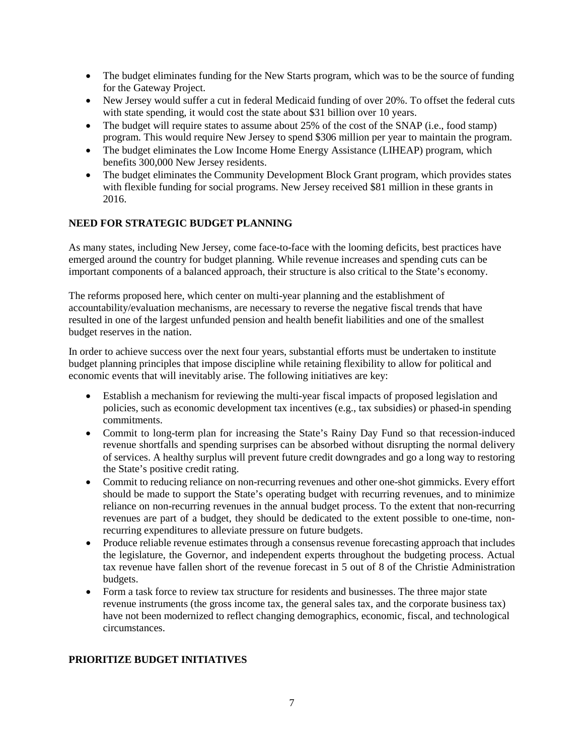- The budget eliminates funding for the New Starts program, which was to be the source of funding for the Gateway Project.
- New Jersey would suffer a cut in federal Medicaid funding of over 20%. To offset the federal cuts with state spending, it would cost the state about $31 billion over 10 years.
- The budget will require states to assume about 25% of the cost of the SNAP (i.e., food stamp) program. This would require New Jersey to spend $306 million per year to maintain the program.
- The budget eliminates the Low Income Home Energy Assistance (LIHEAP) program, which benefits 300,000 New Jersey residents.
- The budget eliminates the Community Development Block Grant program, which provides states with flexible funding for social programs. New Jersey received $81 million in these grants in 2016.

**NEED FOR STRATEGIC BUDGET PLANNING**

As many states, including New Jersey, come face-to-face with the looming deficits, best practices have emerged around the country for budget planning. While revenue increases and spending cuts can be important components of a balanced approach, their structure is also critical to the State's economy.

The reforms proposed here, which center on multi-year planning and the establishment of accountability/evaluation mechanisms, are necessary to reverse the negative fiscal trends that have resulted in one of the largest unfunded pension and health benefit liabilities and one of the smallest budget reserves in the nation.

In order to achieve success over the next four years, substantial efforts must be undertaken to institute budget planning principles that impose discipline while retaining flexibility to allow for political and economic events that will inevitably arise. The following initiatives are key:

- Establish a mechanism for reviewing the multi-year fiscal impacts of proposed legislation and policies, such as economic development tax incentives (e.g., tax subsidies) or phased-in spending commitments.
- Commit to long-term plan for increasing the State's Rainy Day Fund so that recession-induced revenue shortfalls and spending surprises can be absorbed without disrupting the normal delivery of services. A healthy surplus will prevent future credit downgrades and go a long way to restoring the State's positive credit rating.
- Commit to reducing reliance on non-recurring revenues and other one-shot gimmicks. Every effort should be made to support the State's operating budget with recurring revenues, and to minimize reliance on non-recurring revenues in the annual budget process. To the extent that non-recurring revenues are part of a budget, they should be dedicated to the extent possible to one-time, non-recurring expenditures to alleviate pressure on future budgets.
- Produce reliable revenue estimates through a consensus revenue forecasting approach that includes the legislature, the Governor, and independent experts throughout the budgeting process. Actual tax revenue have fallen short of the revenue forecast in 5 out of 8 of the Christie Administration budgets.
- Form a task force to review tax structure for residents and businesses. The three major state revenue instruments (the gross income tax, the general sales tax, and the corporate business tax) have not been modernized to reflect changing demographics, economic, fiscal, and technological circumstances.

**PRIORITIZE BUDGET INITIATIVES**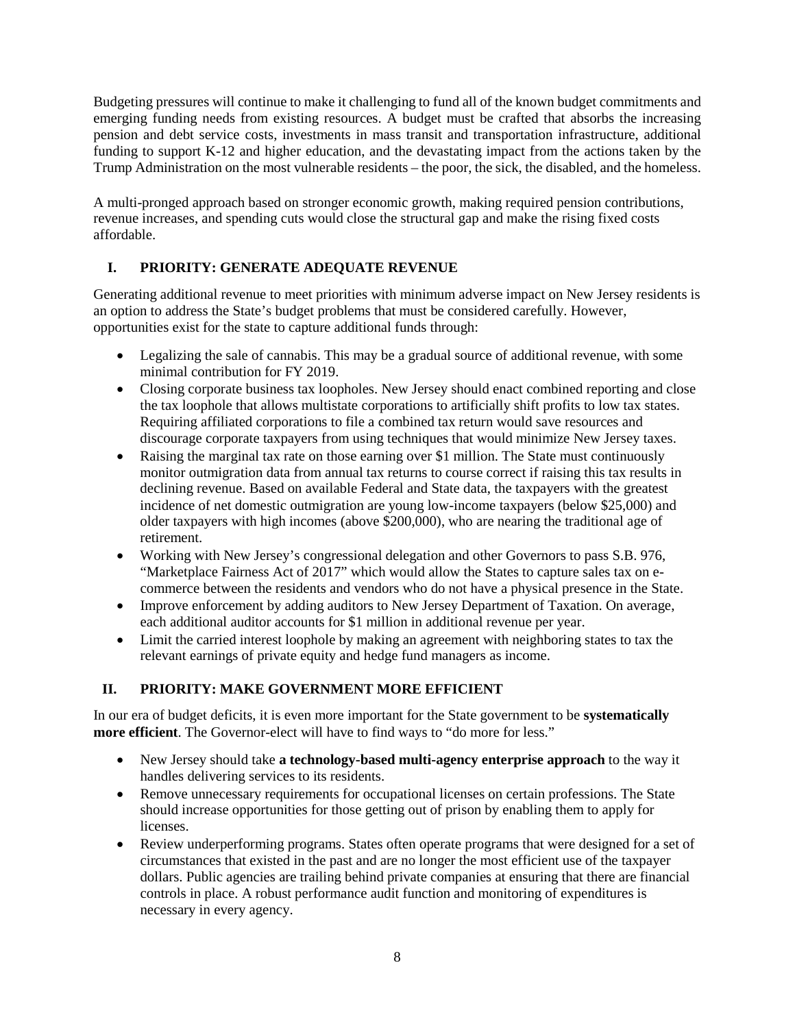Budgeting pressures will continue to make it challenging to fund all of the known budget commitments and emerging funding needs from existing resources. A budget must be crafted that absorbs the increasing pension and debt service costs, investments in mass transit and transportation infrastructure, additional funding to support K-12 and higher education, and the devastating impact from the actions taken by the Trump Administration on the most vulnerable residents – the poor, the sick, the disabled, and the homeless.

A multi-pronged approach based on stronger economic growth, making required pension contributions, revenue increases, and spending cuts would close the structural gap and make the rising fixed costs affordable.

## I. PRIORITY: GENERATE ADEQUATE REVENUE

Generating additional revenue to meet priorities with minimum adverse impact on New Jersey residents is an option to address the State's budget problems that must be considered carefully. However, opportunities exist for the state to capture additional funds through:

- Legalizing the sale of cannabis. This may be a gradual source of additional revenue, with some minimal contribution for FY 2019.
- Closing corporate business tax loopholes. New Jersey should enact combined reporting and close the tax loophole that allows multistate corporations to artificially shift profits to low tax states. Requiring affiliated corporations to file a combined tax return would save resources and discourage corporate taxpayers from using techniques that would minimize New Jersey taxes.
- Raising the marginal tax rate on those earning over $1 million. The State must continuously monitor outmigration data from annual tax returns to course correct if raising this tax results in declining revenue. Based on available Federal and State data, the taxpayers with the greatest incidence of net domestic outmigration are young low-income taxpayers (below $25,000) and older taxpayers with high incomes (above $200,000), who are nearing the traditional age of retirement.
- Working with New Jersey's congressional delegation and other Governors to pass S.B. 976, "Marketplace Fairness Act of 2017" which would allow the States to capture sales tax on e-commerce between the residents and vendors who do not have a physical presence in the State.
- Improve enforcement by adding auditors to New Jersey Department of Taxation. On average, each additional auditor accounts for $1 million in additional revenue per year.
- Limit the carried interest loophole by making an agreement with neighboring states to tax the relevant earnings of private equity and hedge fund managers as income.

## II. PRIORITY: MAKE GOVERNMENT MORE EFFICIENT

In our era of budget deficits, it is even more important for the State government to be **systematically more efficient**. The Governor-elect will have to find ways to "do more for less."

- New Jersey should take **a technology-based multi-agency enterprise approach** to the way it handles delivering services to its residents.
- Remove unnecessary requirements for occupational licenses on certain professions. The State should increase opportunities for those getting out of prison by enabling them to apply for licenses.
- Review underperforming programs. States often operate programs that were designed for a set of circumstances that existed in the past and are no longer the most efficient use of the taxpayer dollars. Public agencies are trailing behind private companies at ensuring that there are financial controls in place. A robust performance audit function and monitoring of expenditures is necessary in every agency.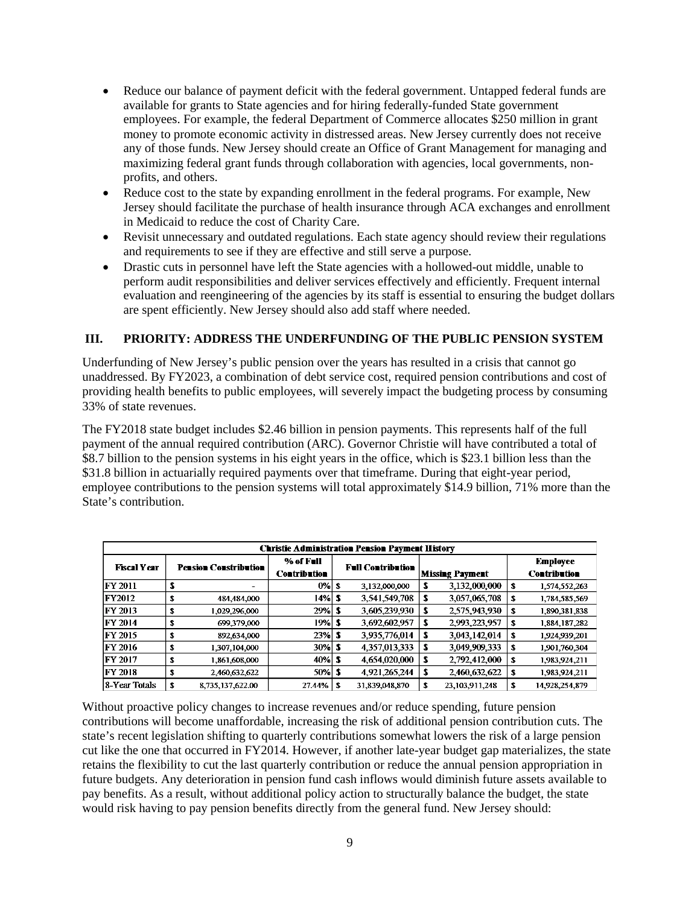- Reduce our balance of payment deficit with the federal government. Untapped federal funds are available for grants to State agencies and for hiring federally-funded State government employees. For example, the federal Department of Commerce allocates $250 million in grant money to promote economic activity in distressed areas. New Jersey currently does not receive any of those funds. New Jersey should create an Office of Grant Management for managing and maximizing federal grant funds through collaboration with agencies, local governments, non-profits, and others.
- Reduce cost to the state by expanding enrollment in the federal programs. For example, New Jersey should facilitate the purchase of health insurance through ACA exchanges and enrollment in Medicaid to reduce the cost of Charity Care.
- Revisit unnecessary and outdated regulations. Each state agency should review their regulations and requirements to see if they are effective and still serve a purpose.
- Drastic cuts in personnel have left the State agencies with a hollowed-out middle, unable to perform audit responsibilities and deliver services effectively and efficiently. Frequent internal evaluation and reengineering of the agencies by its staff is essential to ensuring the budget dollars are spent efficiently. New Jersey should also add staff where needed.

## III. PRIORITY: ADDRESS THE UNDERFUNDING OF THE PUBLIC PENSION SYSTEM

Underfunding of New Jersey's public pension over the years has resulted in a crisis that cannot go unaddressed. By FY2023, a combination of debt service cost, required pension contributions and cost of providing health benefits to public employees, will severely impact the budgeting process by consuming 33% of state revenues.

The FY2018 state budget includes $2.46 billion in pension payments. This represents half of the full payment of the annual required contribution (ARC). Governor Christie will have contributed a total of $8.7 billion to the pension systems in his eight years in the office, which is $23.1 billion less than the $31.8 billion in actuarially required payments over that timeframe. During that eight-year period, employee contributions to the pension systems will total approximately $14.9 billion, 71% more than the State's contribution.

| Christie Administration Pension Payment History | | | | | |
|---|---|---|---|---|---|
| Fiscal Year | Pension Constribution | % of Full Contribution | Full Contribution | Missing Payment | Employee Contribution |
| FY 2011 | $ - | 0% | $ 3,132,000,000 | $ 3,132,000,000 | $ 1,574,552,263 |
| FY2012 | $ 484,484,000 | 14% | $ 3,541,549,708 | $ 3,057,065,708 | $ 1,784,585,569 |
| FY 2013 | $ 1,029,296,000 | 29% | $ 3,605,239,930 | $ 2,575,943,930 | $ 1,890,381,838 |
| FY 2014 | $ 699,379,000 | 19% | $ 3,692,602,957 | $ 2,993,223,957 | $ 1,884,187,282 |
| FY 2015 | $ 892,634,000 | 23% | $ 3,935,776,014 | $ 3,043,142,014 | $ 1,924,939,201 |
| FY 2016 | $ 1,307,104,000 | 30% | $ 4,357,013,333 | $ 3,049,909,333 | $ 1,901,760,304 |
| FY 2017 | $ 1,861,608,000 | 40% | $ 4,654,020,000 | $ 2,792,412,000 | $ 1,983,924,211 |
| FY 2018 | $ 2,460,632,622 | 50% | $ 4,921,265,244 | $ 2,460,632,622 | $ 1,983,924,211 |
| 8-Year Totals | $ 8,735,137,622.00 | 27.44% | $ 31,839,048,870 | $ 23,103,911,248 | $ 14,928,254,879 |

Without proactive policy changes to increase revenues and/or reduce spending, future pension contributions will become unaffordable, increasing the risk of additional pension contribution cuts. The state's recent legislation shifting to quarterly contributions somewhat lowers the risk of a large pension cut like the one that occurred in FY2014. However, if another late-year budget gap materializes, the state retains the flexibility to cut the last quarterly contribution or reduce the annual pension appropriation in future budgets. Any deterioration in pension fund cash inflows would diminish future assets available to pay benefits. As a result, without additional policy action to structurally balance the budget, the state would risk having to pay pension benefits directly from the general fund. New Jersey should: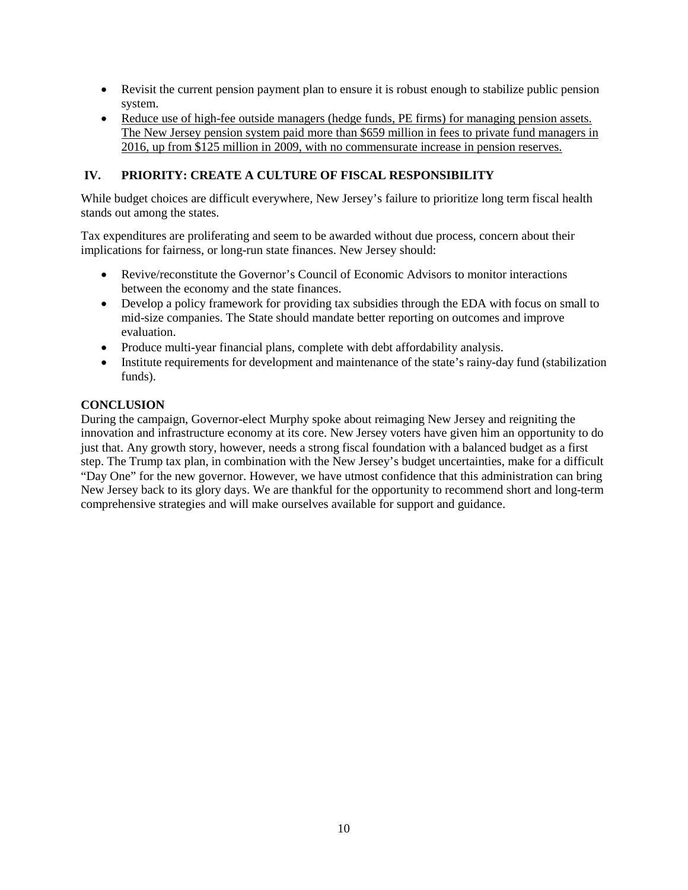- Revisit the current pension payment plan to ensure it is robust enough to stabilize public pension system.
- <u>Reduce use of high-fee outside managers (hedge funds, PE firms) for managing pension assets. The New Jersey pension system paid more than $659 million in fees to private fund managers in 2016, up from $125 million in 2009, with no commensurate increase in pension reserves.</u>

## IV. PRIORITY: CREATE A CULTURE OF FISCAL RESPONSIBILITY

While budget choices are difficult everywhere, New Jersey's failure to prioritize long term fiscal health stands out among the states.

Tax expenditures are proliferating and seem to be awarded without due process, concern about their implications for fairness, or long-run state finances. New Jersey should:

- Revive/reconstitute the Governor's Council of Economic Advisors to monitor interactions between the economy and the state finances.
- Develop a policy framework for providing tax subsidies through the EDA with focus on small to mid-size companies. The State should mandate better reporting on outcomes and improve evaluation.
- Produce multi-year financial plans, complete with debt affordability analysis.
- Institute requirements for development and maintenance of the state's rainy-day fund (stabilization funds).

## CONCLUSION

During the campaign, Governor-elect Murphy spoke about reimaging New Jersey and reigniting the innovation and infrastructure economy at its core. New Jersey voters have given him an opportunity to do just that. Any growth story, however, needs a strong fiscal foundation with a balanced budget as a first step. The Trump tax plan, in combination with the New Jersey's budget uncertainties, make for a difficult "Day One" for the new governor. However, we have utmost confidence that this administration can bring New Jersey back to its glory days. We are thankful for the opportunity to recommend short and long-term comprehensive strategies and will make ourselves available for support and guidance.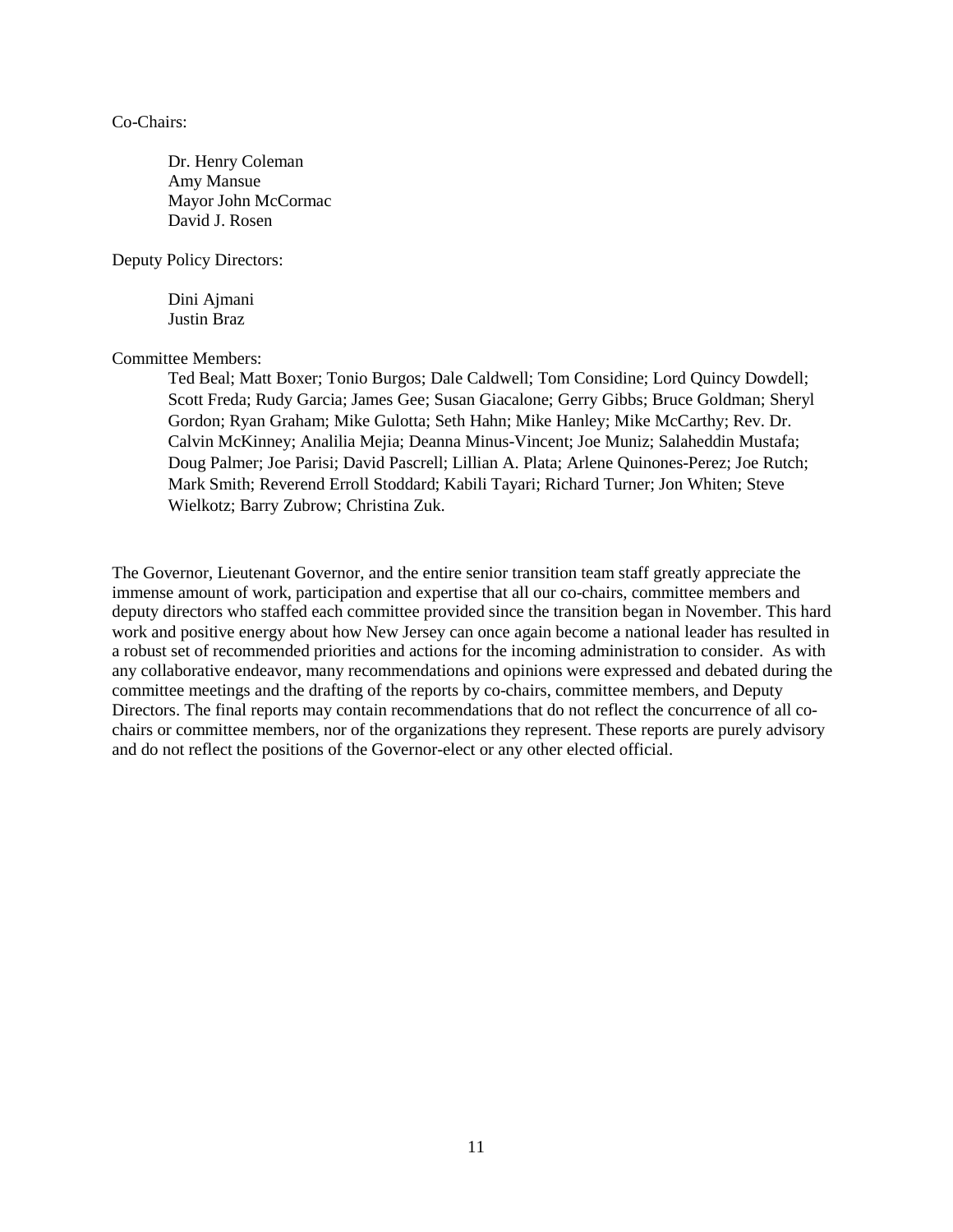Co-Chairs:

Dr. Henry Coleman
Amy Mansue
Mayor John McCormac
David J. Rosen

Deputy Policy Directors:

Dini Ajmani
Justin Braz

Committee Members:

Ted Beal; Matt Boxer; Tonio Burgos; Dale Caldwell; Tom Considine; Lord Quincy Dowdell; Scott Freda; Rudy Garcia; James Gee; Susan Giacalone; Gerry Gibbs; Bruce Goldman; Sheryl Gordon; Ryan Graham; Mike Gulotta; Seth Hahn; Mike Hanley; Mike McCarthy; Rev. Dr. Calvin McKinney; Analilia Mejia; Deanna Minus-Vincent; Joe Muniz; Salaheddin Mustafa; Doug Palmer; Joe Parisi; David Pascrell; Lillian A. Plata; Arlene Quinones-Perez; Joe Rutch; Mark Smith; Reverend Erroll Stoddard; Kabili Tayari; Richard Turner; Jon Whiten; Steve Wielkotz; Barry Zubrow; Christina Zuk.

The Governor, Lieutenant Governor, and the entire senior transition team staff greatly appreciate the immense amount of work, participation and expertise that all our co-chairs, committee members and deputy directors who staffed each committee provided since the transition began in November. This hard work and positive energy about how New Jersey can once again become a national leader has resulted in a robust set of recommended priorities and actions for the incoming administration to consider. As with any collaborative endeavor, many recommendations and opinions were expressed and debated during the committee meetings and the drafting of the reports by co-chairs, committee members, and Deputy Directors. The final reports may contain recommendations that do not reflect the concurrence of all co-chairs or committee members, nor of the organizations they represent. These reports are purely advisory and do not reflect the positions of the Governor-elect or any other elected official.